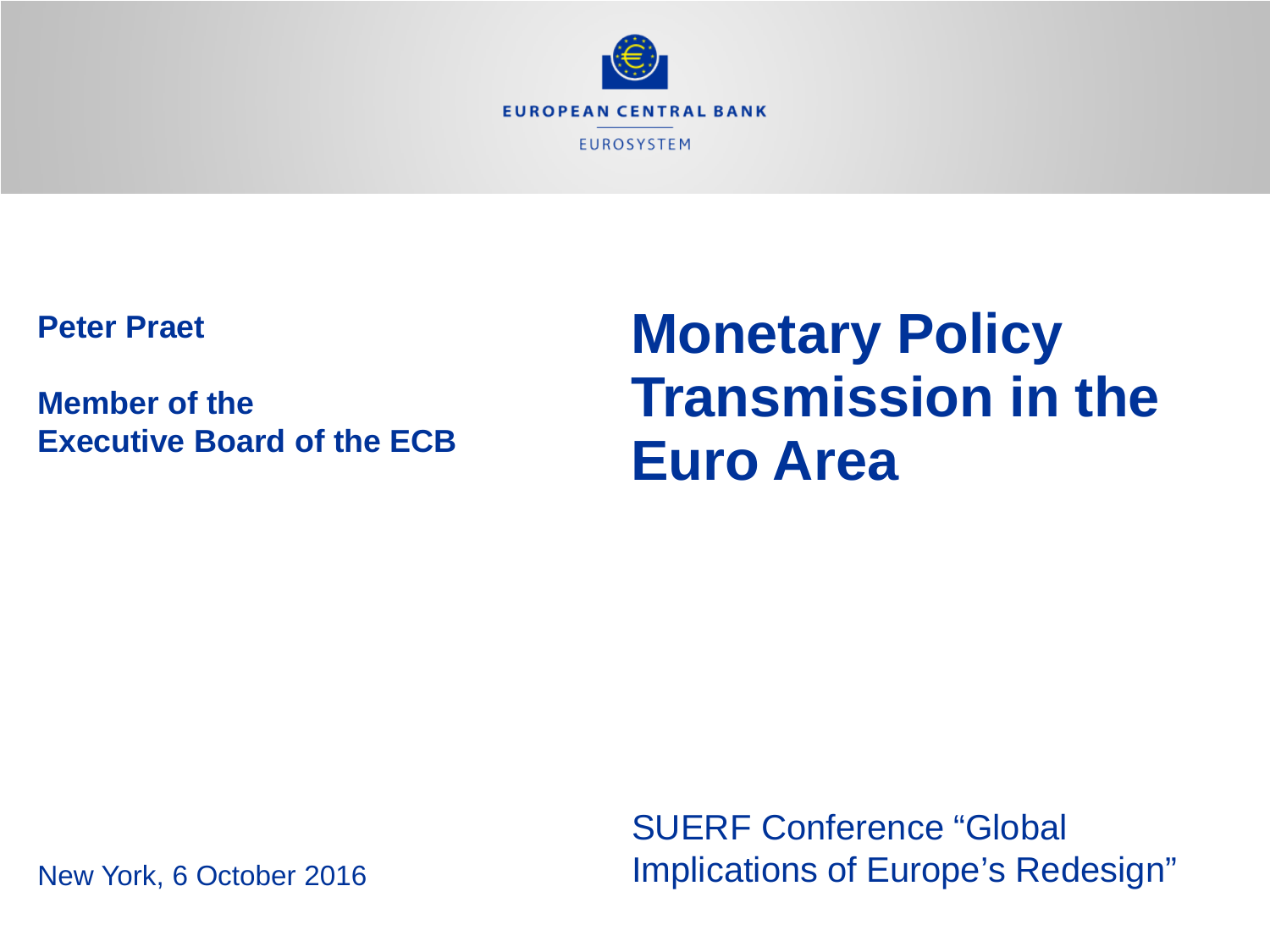EUROPEAN CENTRAL BANK

EUROSYSTEM

# Monetary Policy Transmission in the Euro Area

**Peter Praet**

**Member of the Executive Board of the ECB**

SUERF Conference "Global Implications of Europe's Redesign"

New York, 6 October 2016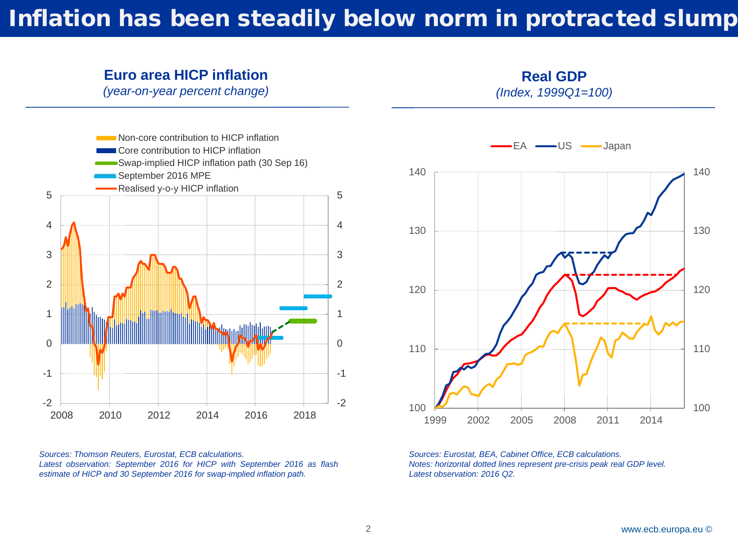# Inflation has been steadily below norm in protracted slump

## Euro area HICP inflation

*(year-on-year percent change)*

- Non-core contribution to HICP inflation
- Core contribution to HICP inflation
- Swap-implied HICP inflation path (30 Sep 16)
- September 2016 MPE
- Realised y-o-y HICP inflation

*Sources: Thomson Reuters, Eurostat, ECB calculations.*
*Latest observation: September 2016 for HICP with September 2016 as flash estimate of HICP and 30 September 2016 for swap-implied inflation path.*

## Real GDP

*(Index, 1999Q1=100)*

- EA
- US
- Japan

*Sources: Eurostat, BEA, Cabinet Office, ECB calculations.*
*Notes: horizontal dotted lines represent pre-crisis peak real GDP level.*
*Latest observation: 2016 Q2.*

www.ecb.europa.eu ©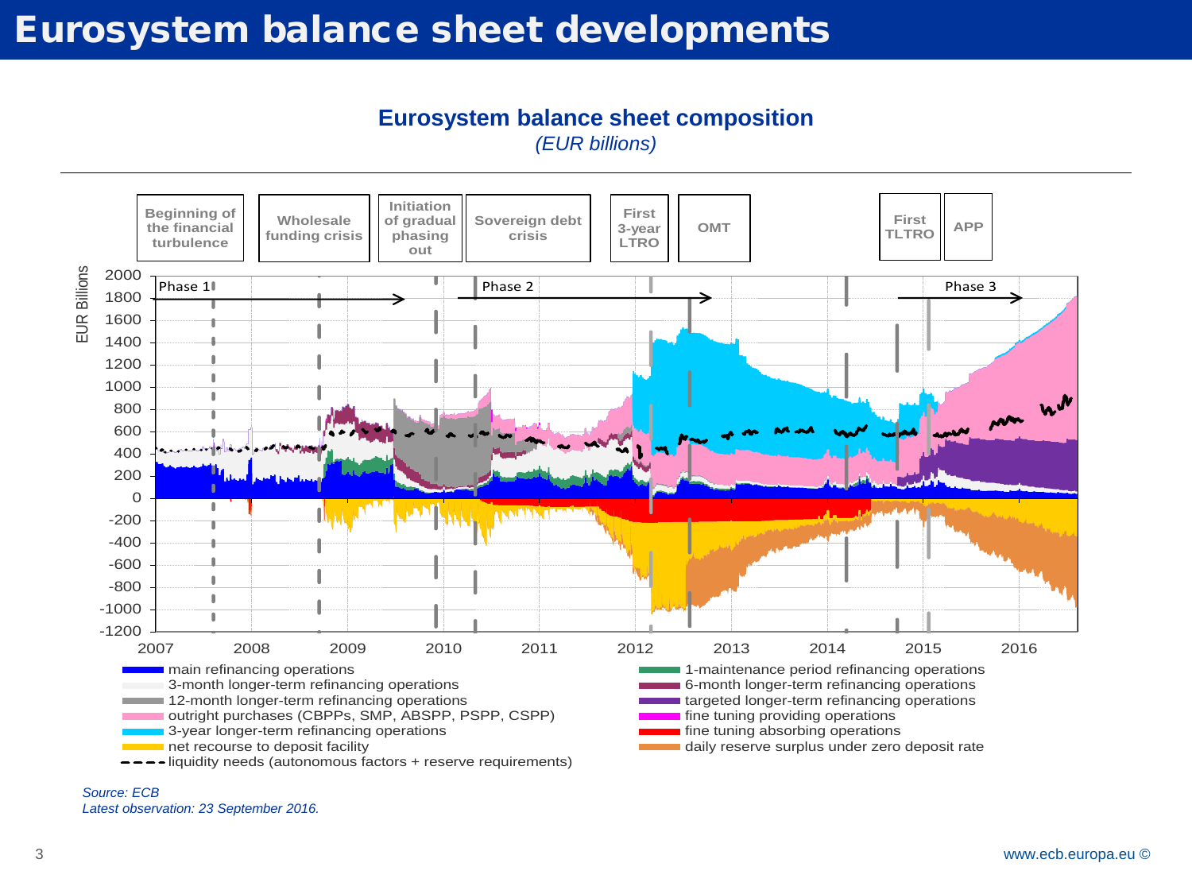# Eurosystem balance sheet developments

**Eurosystem balance sheet composition**

*(EUR billions)*

Beginning of the financial turbulence | Wholesale funding crisis | Initiation of gradual phasing out | Sovereign debt crisis | First 3-year LTRO | OMT | First TLTRO | APP

Phase 1 | Phase 2 | Phase 3

EUR Billions

- main refinancing operations
- 3-month longer-term refinancing operations
- 12-month longer-term refinancing operations
- outright purchases (CBPPs, SMP, ABSPP, PSPP, CSPP)
- 3-year longer-term refinancing operations
- net recourse to deposit facility
- liquidity needs (autonomous factors + reserve requirements)
- 1-maintenance period refinancing operations
- 6-month longer-term refinancing operations
- targeted longer-term refinancing operations
- fine tuning providing operations
- fine tuning absorbing operations
- daily reserve surplus under zero deposit rate

*Source: ECB*
*Latest observation: 23 September 2016.*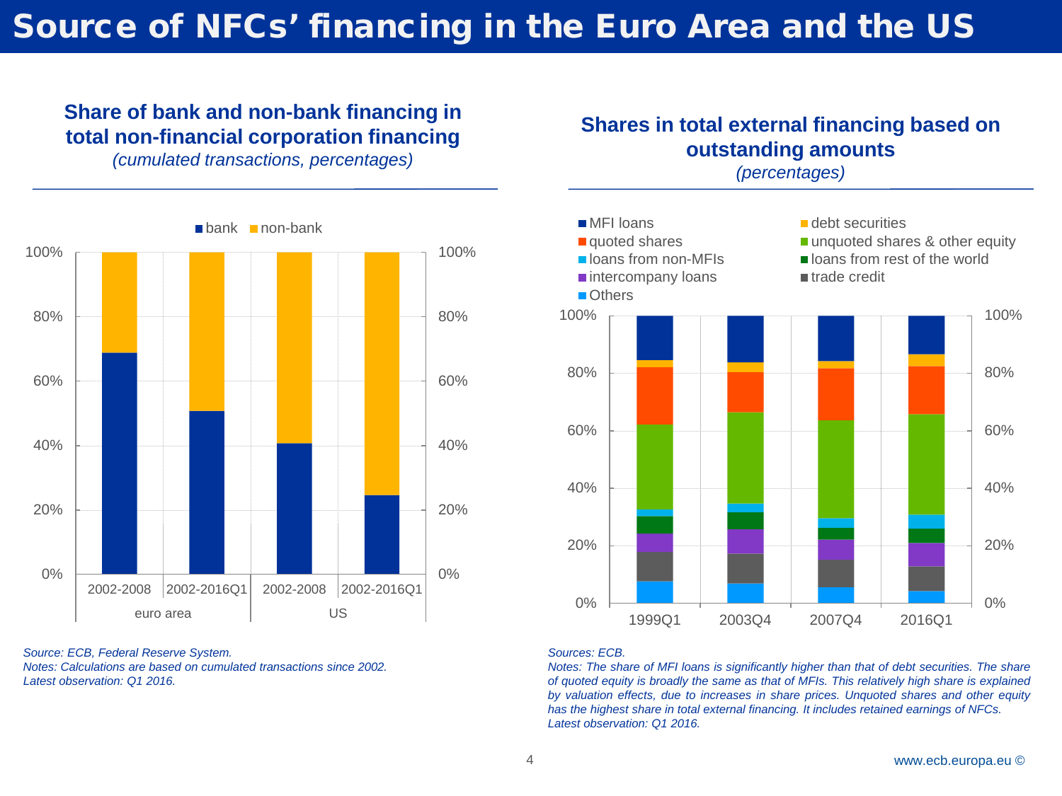# Source of NFCs' financing in the Euro Area and the US

## Share of bank and non-bank financing in total non-financial corporation financing

*(cumulated transactions, percentages)*

■ bank ■ non-bank

| | | bank | non-bank |
|---|---|---|---|
| euro area | 2002-2008 | ~69% | ~31% |
| euro area | 2002-2016Q1 | ~51% | ~49% |
| US | 2002-2008 | ~41% | ~59% |
| US | 2002-2016Q1 | ~25% | ~75% |

*Source: ECB, Federal Reserve System.*
*Notes: Calculations are based on cumulated transactions since 2002.*
*Latest observation: Q1 2016.*

## Shares in total external financing based on outstanding amounts

*(percentages)*

■ MFI loans ■ debt securities ■ quoted shares ■ unquoted shares & other equity ■ loans from non-MFIs ■ loans from rest of the world ■ intercompany loans ■ trade credit ■ Others

1999Q1 · 2003Q4 · 2007Q4 · 2016Q1

*Sources: ECB.*
*Notes: The share of MFI loans is significantly higher than that of debt securities. The share of quoted equity is broadly the same as that of MFIs. This relatively high share is explained by valuation effects, due to increases in share prices. Unquoted shares and other equity has the highest share in total external financing. It includes retained earnings of NFCs.*
*Latest observation: Q1 2016.*

www.ecb.europa.eu ©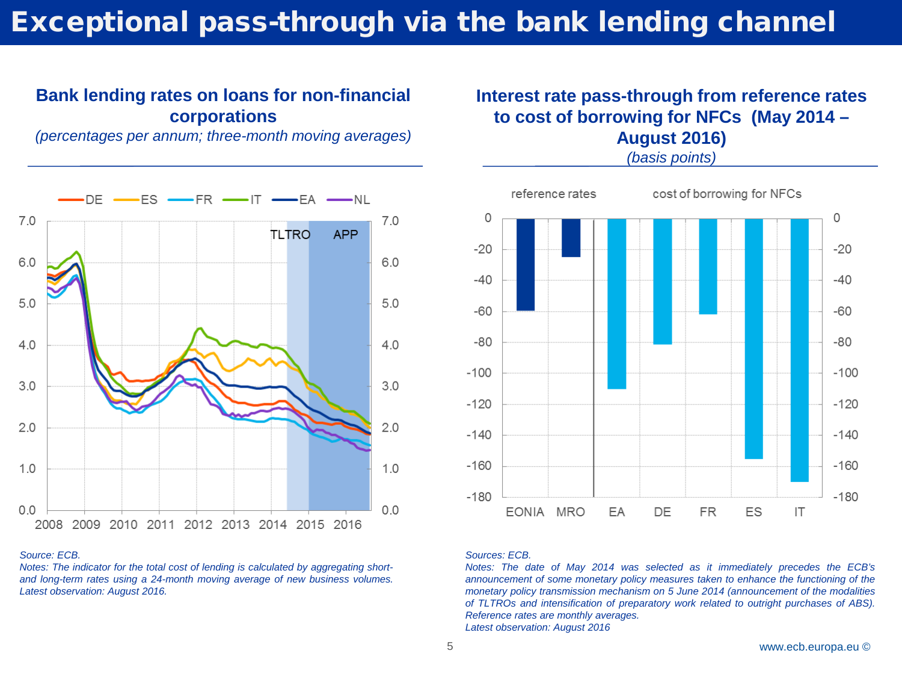# Exceptional pass-through via the bank lending channel

## Bank lending rates on loans for non-financial corporations

*(percentages per annum; three-month moving averages)*

*Source: ECB.*

*Notes: The indicator for the total cost of lending is calculated by aggregating short- and long-term rates using a 24-month moving average of new business volumes. Latest observation: August 2016.*

## Interest rate pass-through from reference rates to cost of borrowing for NFCs (May 2014 – August 2016)

*(basis points)*

*Sources: ECB.*

*Notes: The date of May 2014 was selected as it immediately precedes the ECB's announcement of some monetary policy measures taken to enhance the functioning of the monetary policy transmission mechanism on 5 June 2014 (announcement of the modalities of TLTROs and intensification of preparatory work related to outright purchases of ABS). Reference rates are monthly averages.*

*Latest observation: August 2016*

www.ecb.europa.eu ©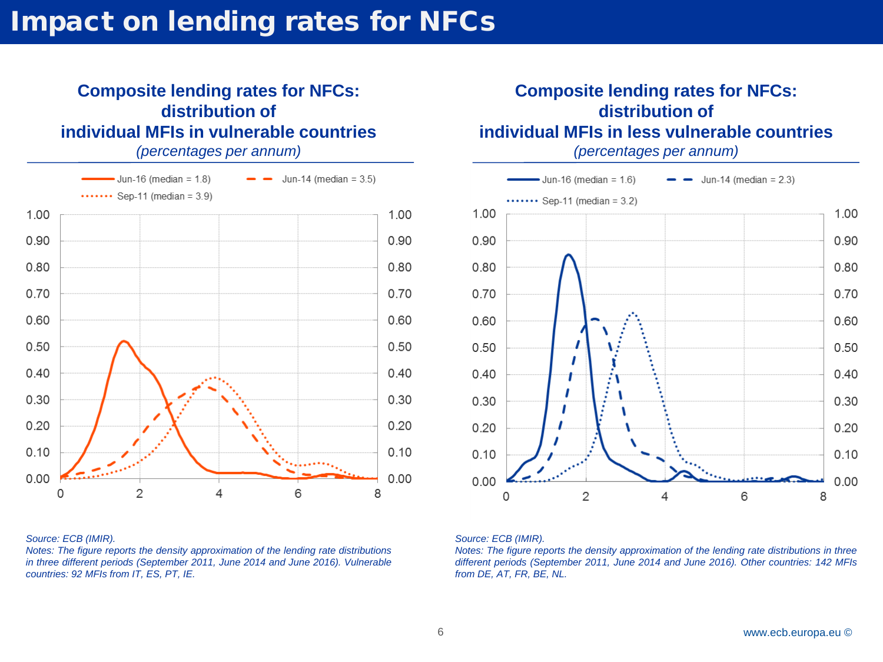# Impact on lending rates for NFCs

## Composite lending rates for NFCs: distribution of individual MFIs in vulnerable countries

*(percentages per annum)*

Jun-16 (median = 1.8) — Jun-14 (median = 3.5) — Sep-11 (median = 3.9)

*Source: ECB (IMIR).*
*Notes: The figure reports the density approximation of the lending rate distributions in three different periods (September 2011, June 2014 and June 2016). Vulnerable countries: 92 MFIs from IT, ES, PT, IE.*

## Composite lending rates for NFCs: distribution of individual MFIs in less vulnerable countries

*(percentages per annum)*

Jun-16 (median = 1.6) — Jun-14 (median = 2.3) — Sep-11 (median = 3.2)

*Source: ECB (IMIR).*
*Notes: The figure reports the density approximation of the lending rate distributions in three different periods (September 2011, June 2014 and June 2016). Other countries: 142 MFIs from DE, AT, FR, BE, NL.*

www.ecb.europa.eu ©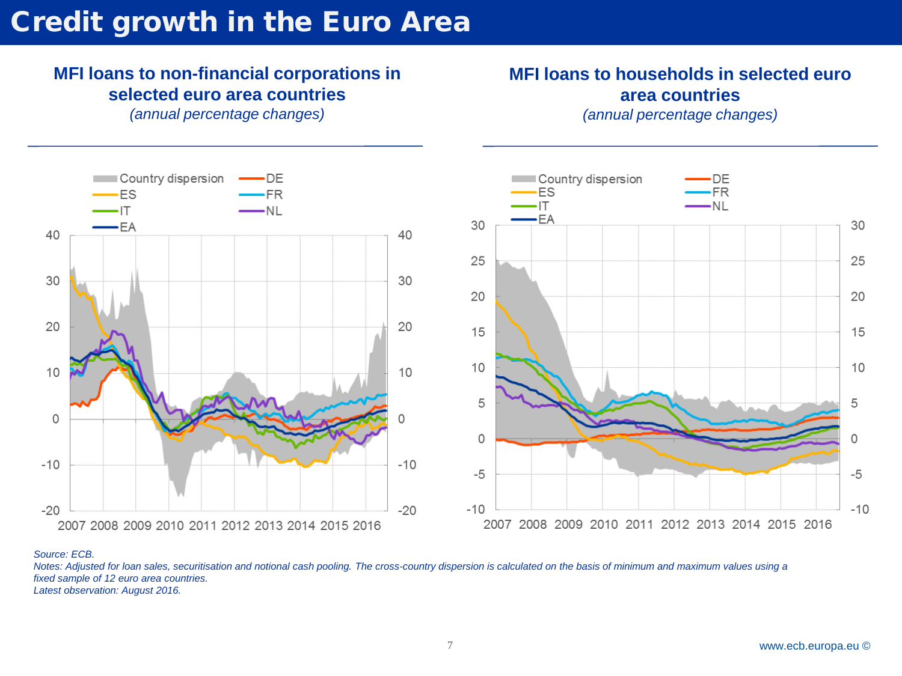# Credit growth in the Euro Area

**MFI loans to non-financial corporations in selected euro area countries**

*(annual percentage changes)*

Country dispersion, DE, ES, FR, IT, NL, EA

**MFI loans to households in selected euro area countries**

*(annual percentage changes)*

Country dispersion, DE, ES, FR, IT, NL, EA

*Source: ECB.*

*Notes: Adjusted for loan sales, securitisation and notional cash pooling. The cross-country dispersion is calculated on the basis of minimum and maximum values using a fixed sample of 12 euro area countries.*

*Latest observation: August 2016.*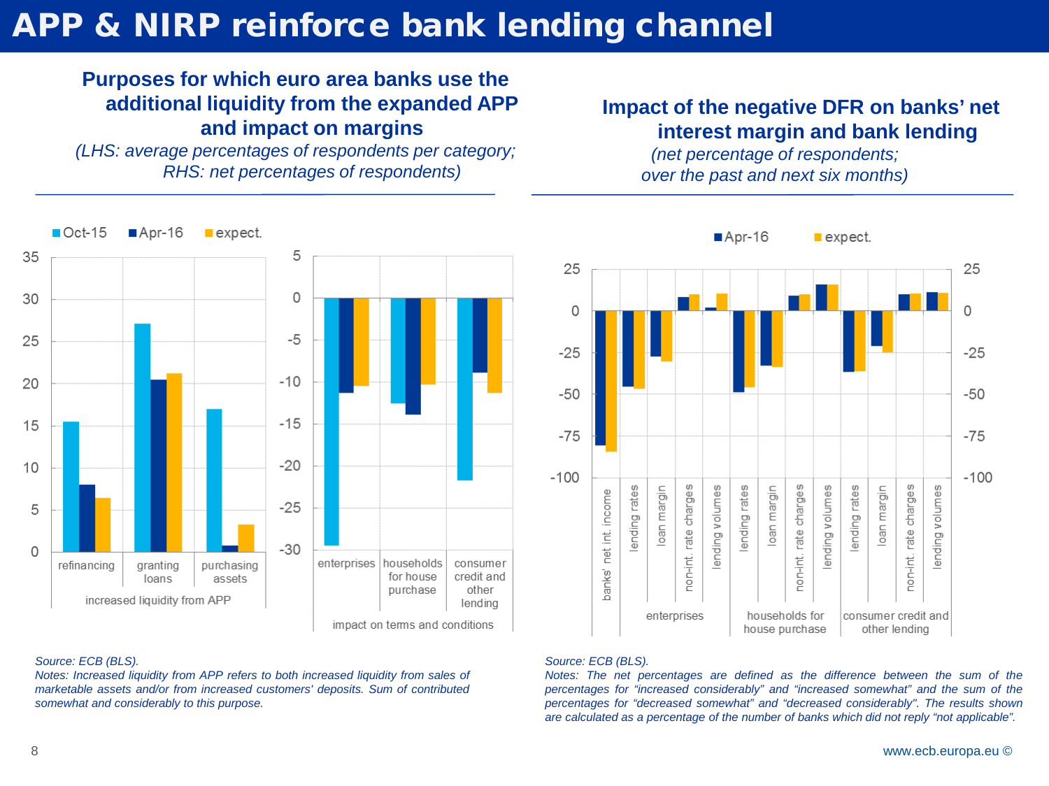# APP & NIRP reinforce bank lending channel

## Purposes for which euro area banks use the additional liquidity from the expanded APP and impact on margins

*(LHS: average percentages of respondents per category; RHS: net percentages of respondents)*

Oct-15 | Apr-16 | expect.

| | refinancing | granting loans | purchasing assets |
|---|---|---|---|
| | *increased liquidity from APP* | | |

| | enterprises | households for house purchase | consumer credit and other lending |
|---|---|---|---|
| | *impact on terms and conditions* | | |

*Source: ECB (BLS).*

*Notes: Increased liquidity from APP refers to both increased liquidity from sales of marketable assets and/or from increased customers' deposits. Sum of contributed somewhat and considerably to this purpose.*

## Impact of the negative DFR on banks' net interest margin and bank lending

*(net percentage of respondents; over the past and next six months)*

Apr-16 | expect.

banks' net int. income

| | lending rates | loan margin | non-int. rate charges | lending volumes |
|---|---|---|---|---|
| enterprises | | | | |
| households for house purchase | | | | |
| consumer credit and other lending | | | | |

*Source: ECB (BLS).*

*Notes: The net percentages are defined as the difference between the sum of the percentages for "increased considerably" and "increased somewhat" and the sum of the percentages for "decreased somewhat" and "decreased considerably". The results shown are calculated as a percentage of the number of banks which did not reply "not applicable".*

www.ecb.europa.eu ©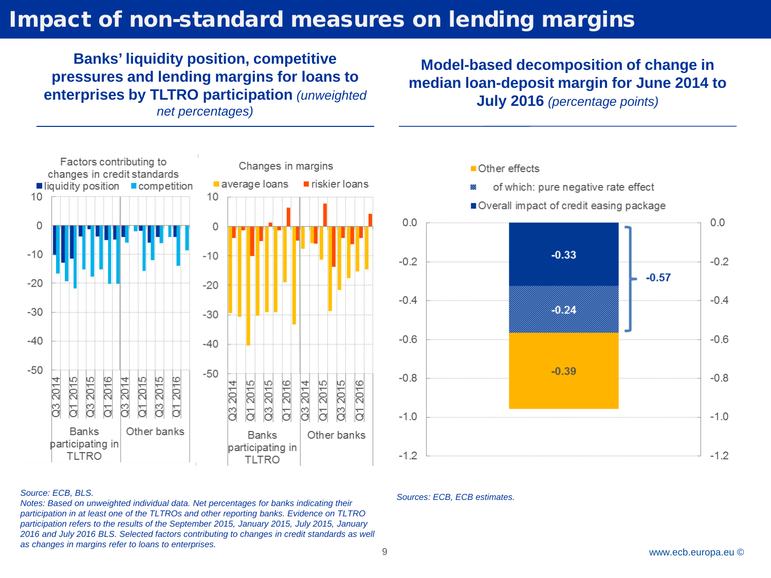# Impact of non-standard measures on lending margins

## Banks' liquidity position, competitive pressures and lending margins for loans to enterprises by TLTRO participation *(unweighted net percentages)*

Factors contributing to changes in credit standards

- liquidity position
- competition

Changes in margins

- average loans
- riskier loans

Banks participating in TLTRO | Other banks

Q3 2014, Q1 2015, Q3 2015, Q1 2016

*Source: ECB, BLS.*

*Notes: Based on unweighted individual data. Net percentages for banks indicating their participation in at least one of the TLTROs and other reporting banks. Evidence on TLTRO participation refers to the results of the September 2015, January 2015, July 2015, January 2016 and July 2016 BLS. Selected factors contributing to changes in credit standards as well as changes in margins refer to loans to enterprises.*

## Model-based decomposition of change in median loan-deposit margin for June 2014 to July 2016 *(percentage points)*

- Other effects
- of which: pure negative rate effect
- Overall impact of credit easing package

| Component | Value |
| --- | --- |
| Overall impact of credit easing package | -0.33 |
| of which: pure negative rate effect | -0.24 |
| Total (credit easing package incl. negative rate effect) | -0.57 |
| Other effects | -0.39 |

*Sources: ECB, ECB estimates.*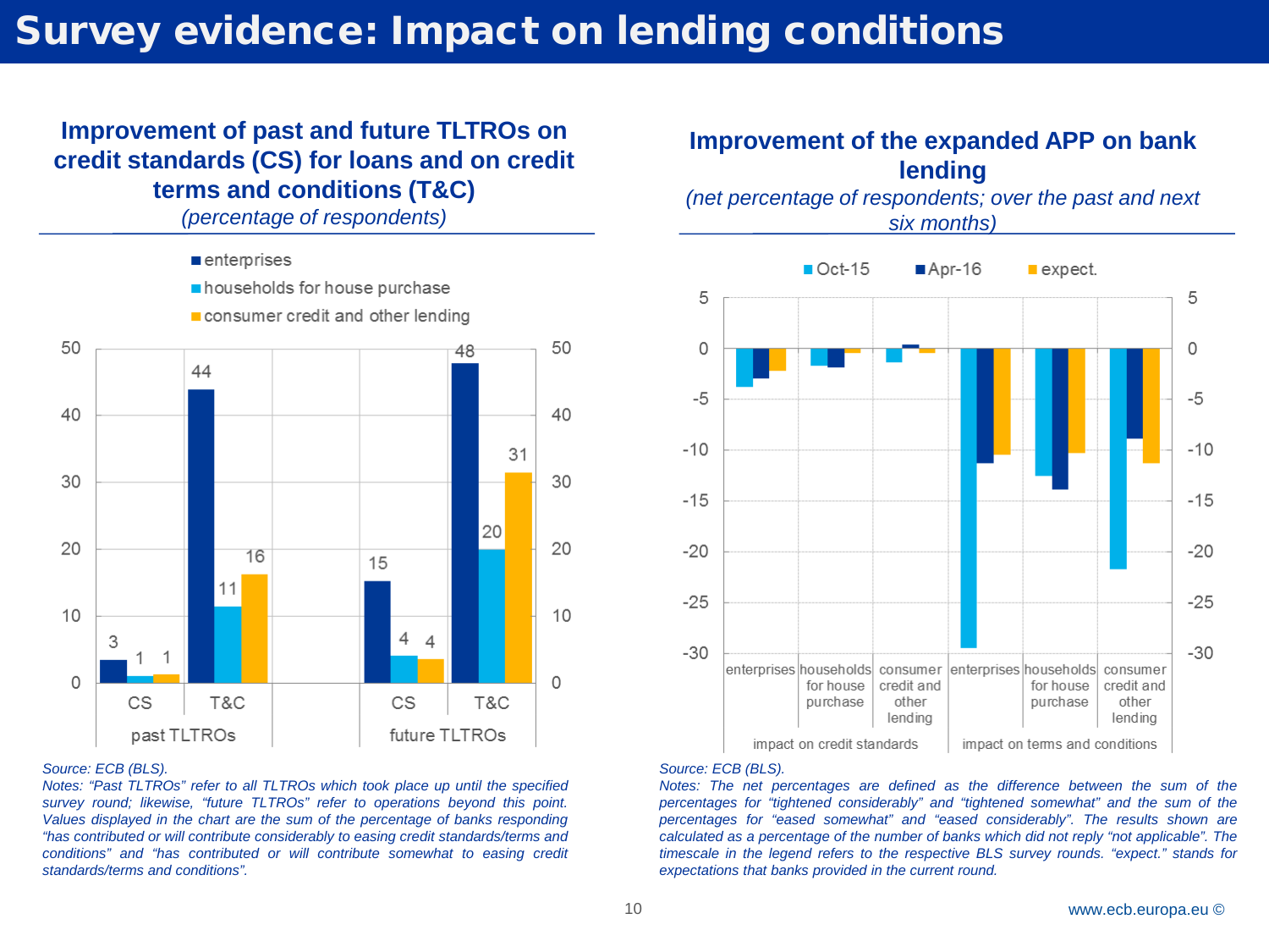# Survey evidence: Impact on lending conditions

## Improvement of past and future TLTROs on credit standards (CS) for loans and on credit terms and conditions (T&C)

*(percentage of respondents)*

| | enterprises | households for house purchase | consumer credit and other lending |
|---|---|---|---|
| past TLTROs – CS | 3 | 1 | 1 |
| past TLTROs – T&C | 44 | 11 | 16 |
| future TLTROs – CS | 15 | 4 | 4 |
| future TLTROs – T&C | 48 | 20 | 31 |

*Source: ECB (BLS).*

*Notes: "Past TLTROs" refer to all TLTROs which took place up until the specified survey round; likewise, "future TLTROs" refer to operations beyond this point. Values displayed in the chart are the sum of the percentage of banks responding "has contributed or will contribute considerably to easing credit standards/terms and conditions" and "has contributed or will contribute somewhat to easing credit standards/terms and conditions".*

## Improvement of the expanded APP on bank lending

*(net percentage of respondents; over the past and next six months)*

Legend: Oct-15, Apr-16, expect.

Categories: impact on credit standards (enterprises; households for house purchase; consumer credit and other lending); impact on terms and conditions (enterprises; households for house purchase; consumer credit and other lending)

*Source: ECB (BLS).*

*Notes: The net percentages are defined as the difference between the sum of the percentages for "tightened considerably" and "tightened somewhat" and the sum of the percentages for "eased somewhat" and "eased considerably". The results shown are calculated as a percentage of the number of banks which did not reply "not applicable". The timescale in the legend refers to the respective BLS survey rounds. "expect." stands for expectations that banks provided in the current round.*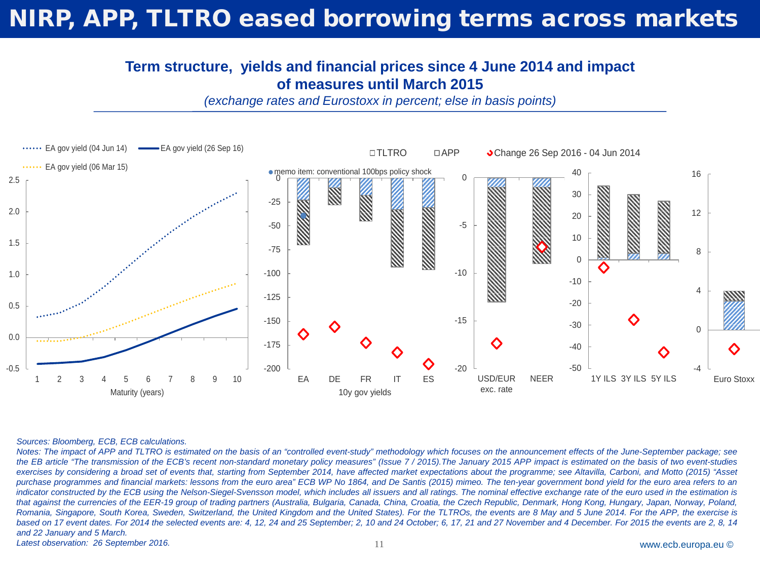# NIRP, APP, TLTRO eased borrowing terms across markets

**Term structure, yields and financial prices since 4 June 2014 and impact of measures until March 2015**

*(exchange rates and Eurostoxx in percent; else in basis points)*

*Sources: Bloomberg, ECB, ECB calculations.*

*Notes: The impact of APP and TLTRO is estimated on the basis of an "controlled event-study" methodology which focuses on the announcement effects of the June-September package; see the EB article "The transmission of the ECB's recent non-standard monetary policy measures" (Issue 7 / 2015).The January 2015 APP impact is estimated on the basis of two event-studies exercises by considering a broad set of events that, starting from September 2014, have affected market expectations about the programme; see Altavilla, Carboni, and Motto (2015) "Asset purchase programmes and financial markets: lessons from the euro area" ECB WP No 1864, and De Santis (2015) mimeo. The ten-year government bond yield for the euro area refers to an indicator constructed by the ECB using the Nelson-Siegel-Svensson model, which includes all issuers and all ratings. The nominal effective exchange rate of the euro used in the estimation is that against the currencies of the EER-19 group of trading partners (Australia, Bulgaria, Canada, China, Croatia, the Czech Republic, Denmark, Hong Kong, Hungary, Japan, Norway, Poland, Romania, Singapore, South Korea, Sweden, Switzerland, the United Kingdom and the United States). For the TLTROs, the events are 8 May and 5 June 2014. For the APP, the exercise is based on 17 event dates. For 2014 the selected events are: 4, 12, 24 and 25 September; 2, 10 and 24 October; 6, 17, 21 and 27 November and 4 December. For 2015 the events are 2, 8, 14 and 22 January and 5 March.*

*Latest observation: 26 September 2016.*

www.ecb.europa.eu ©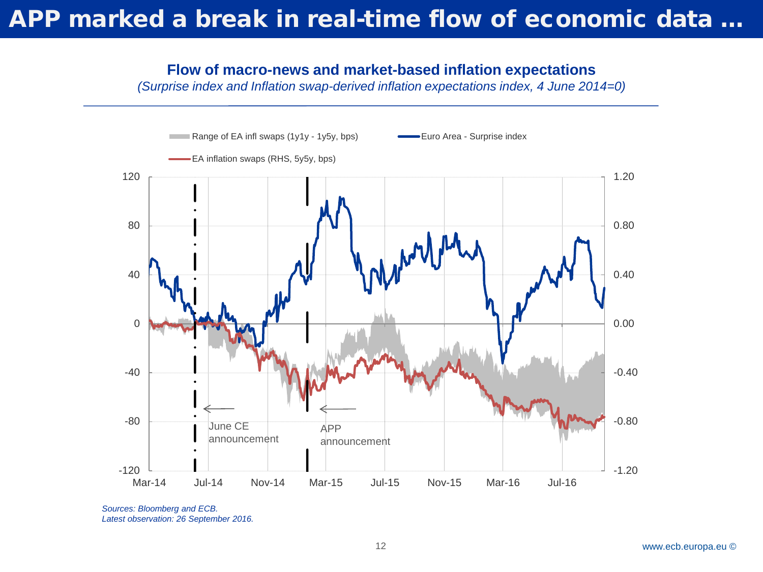# APP marked a break in real-time flow of economic data …

**Flow of macro-news and market-based inflation expectations**

*(Surprise index and Inflation swap-derived inflation expectations index, 4 June 2014=0)*

Range of EA infl swaps (1y1y - 1y5y, bps) | Euro Area - Surprise index | EA inflation swaps (RHS, 5y5y, bps)

June CE announcement

APP announcement

*Sources: Bloomberg and ECB.*
*Latest observation: 26 September 2016.*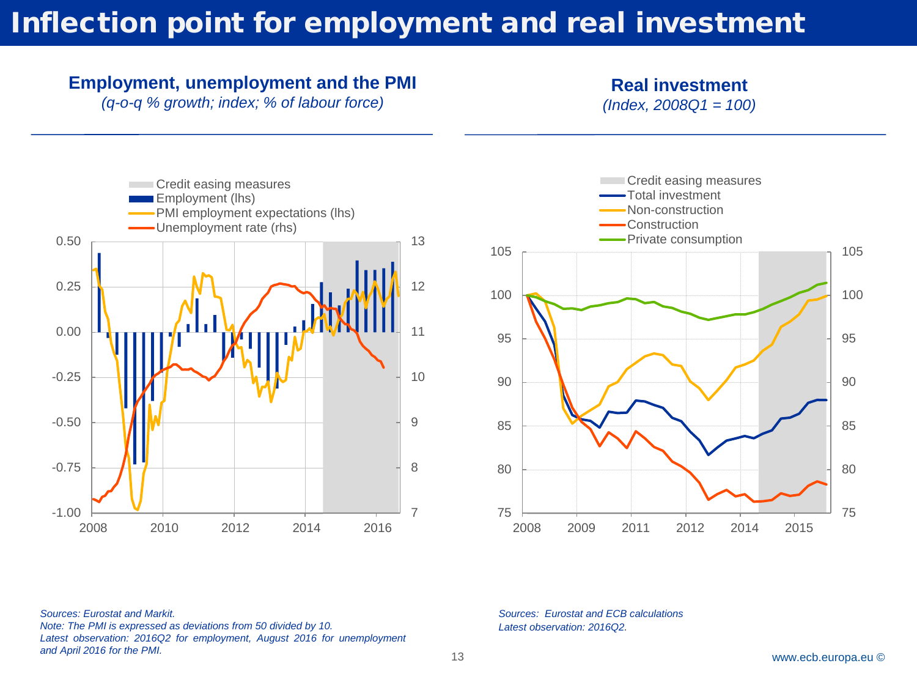# Inflection point for employment and real investment

## Employment, unemployment and the PMI

*(q-o-q % growth; index; % of labour force)*

- Credit easing measures
- Employment (lhs)
- PMI employment expectations (lhs)
- Unemployment rate (rhs)

*Sources: Eurostat and Markit.*
*Note: The PMI is expressed as deviations from 50 divided by 10.*
*Latest observation: 2016Q2 for employment, August 2016 for unemployment and April 2016 for the PMI.*

## Real investment

*(Index, 2008Q1 = 100)*

- Credit easing measures
- Total investment
- Non-construction
- Construction
- Private consumption

*Sources: Eurostat and ECB calculations*
*Latest observation: 2016Q2.*

www.ecb.europa.eu ©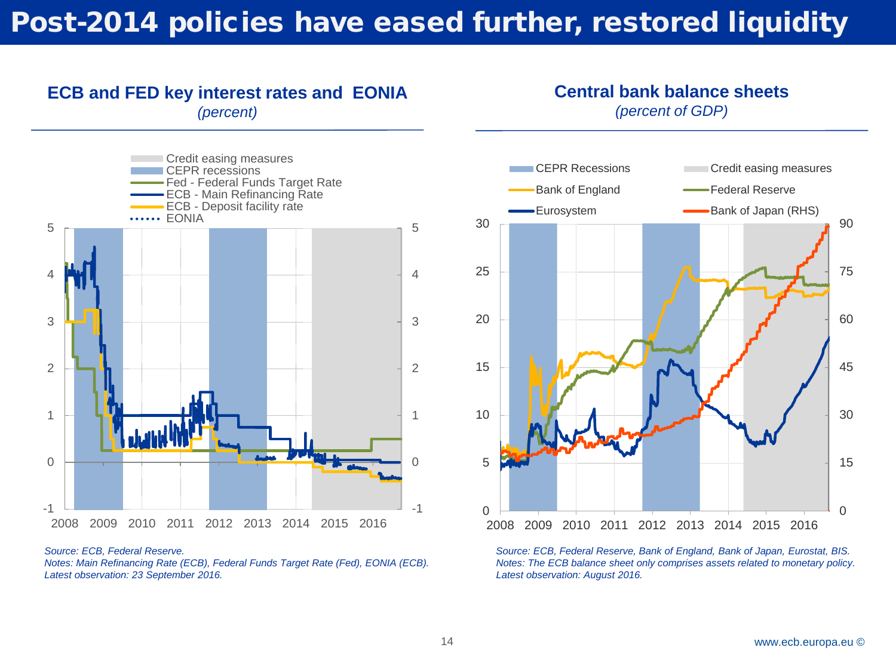# Post-2014 policies have eased further, restored liquidity

## ECB and FED key interest rates and EONIA

*(percent)*

Credit easing measures
CEPR recessions
Fed - Federal Funds Target Rate
ECB - Main Refinancing Rate
ECB - Deposit facility rate
EONIA

5
4
3
2
1
0
-1

2008 2009 2010 2011 2012 2013 2014 2015 2016

*Source: ECB, Federal Reserve.*
*Notes: Main Refinancing Rate (ECB), Federal Funds Target Rate (Fed), EONIA (ECB).*
*Latest observation: 23 September 2016.*

## Central bank balance sheets

*(percent of GDP)*

CEPR Recessions
Credit easing measures
Bank of England
Federal Reserve
Eurosystem
Bank of Japan (RHS)

30 25 20 15 10 5 0

90 75 60 45 30 15 0

2008 2009 2010 2011 2012 2013 2014 2015 2016

*Source: ECB, Federal Reserve, Bank of England, Bank of Japan, Eurostat, BIS.*
*Notes: The ECB balance sheet only comprises assets related to monetary policy.*
*Latest observation: August 2016.*

www.ecb.europa.eu ©